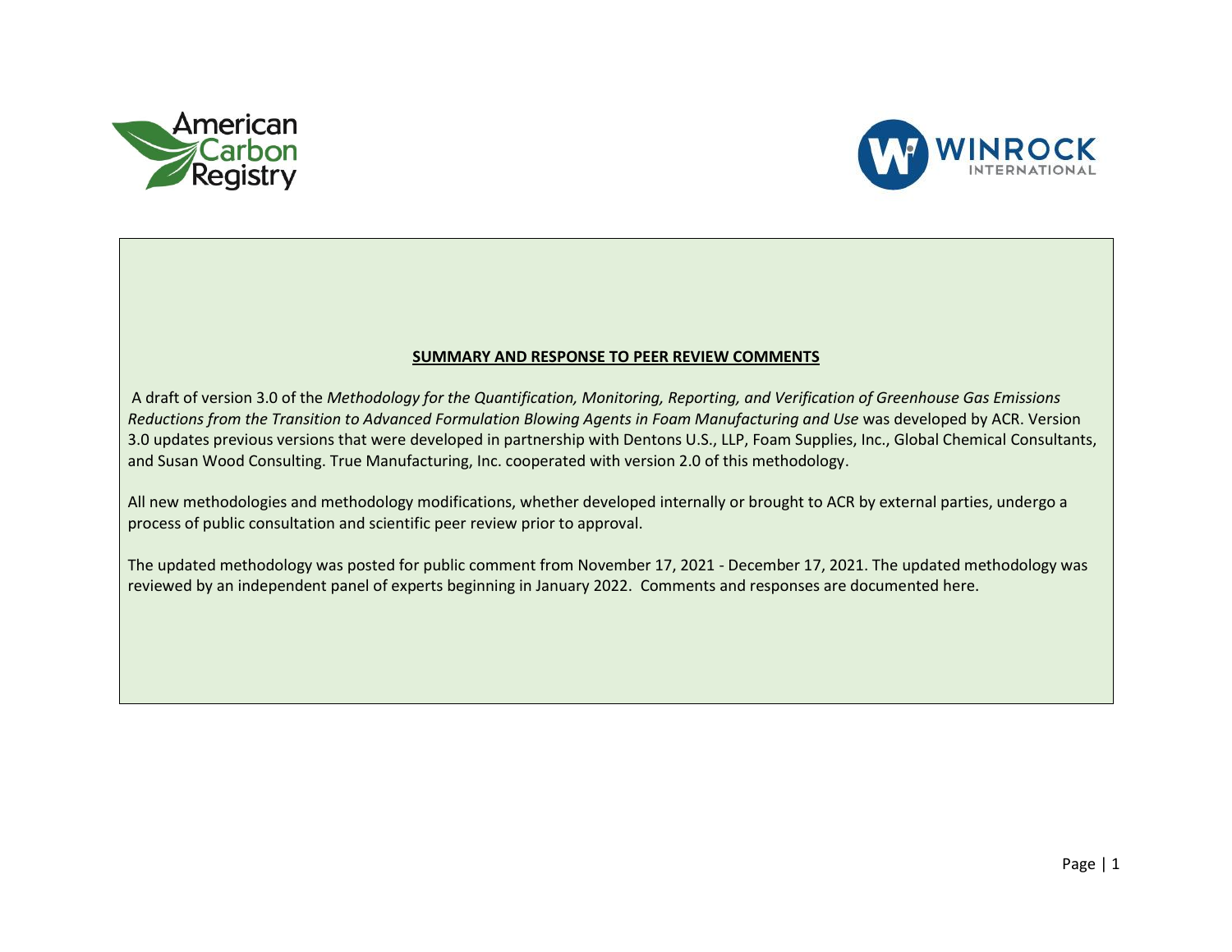American Carbon Registry

WINROCK INTERNATIONAL

## SUMMARY AND RESPONSE TO PEER REVIEW COMMENTS

A draft of version 3.0 of the *Methodology for the Quantification, Monitoring, Reporting, and Verification of Greenhouse Gas Emissions Reductions from the Transition to Advanced Formulation Blowing Agents in Foam Manufacturing and Use* was developed by ACR. Version 3.0 updates previous versions that were developed in partnership with Dentons U.S., LLP, Foam Supplies, Inc., Global Chemical Consultants, and Susan Wood Consulting. True Manufacturing, Inc. cooperated with version 2.0 of this methodology.

All new methodologies and methodology modifications, whether developed internally or brought to ACR by external parties, undergo a process of public consultation and scientific peer review prior to approval.

The updated methodology was posted for public comment from November 17, 2021 - December 17, 2021. The updated methodology was reviewed by an independent panel of experts beginning in January 2022. Comments and responses are documented here.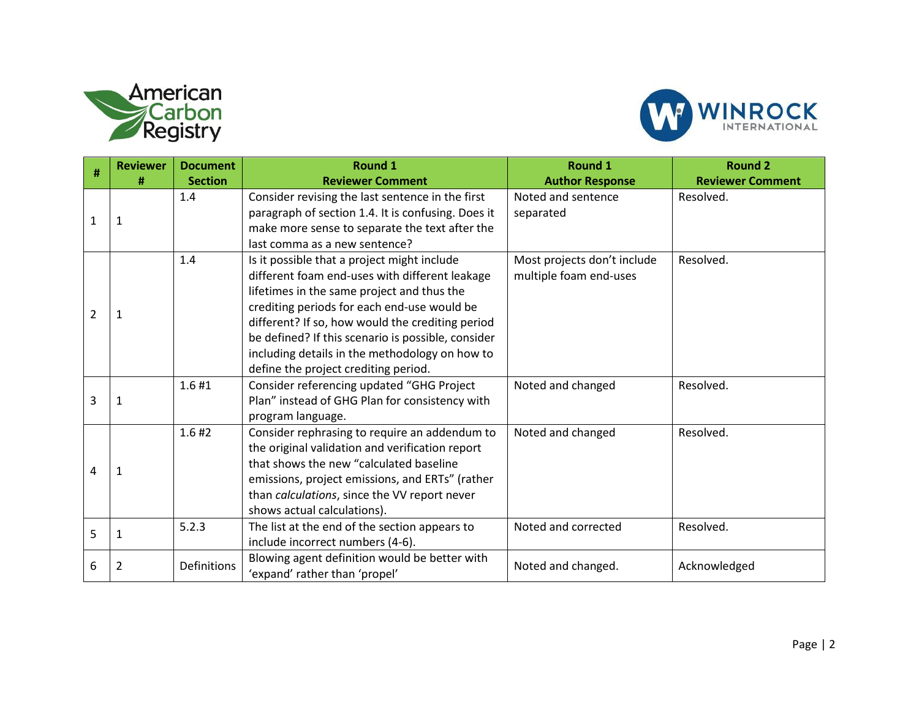| # | Reviewer # | Document Section | Round 1 Reviewer Comment | Round 1 Author Response | Round 2 Reviewer Comment |
|---|---|---|---|---|---|
| 1 | 1 | 1.4 | Consider revising the last sentence in the first paragraph of section 1.4. It is confusing. Does it make more sense to separate the text after the last comma as a new sentence? | Noted and sentence separated | Resolved. |
| 2 | 1 | 1.4 | Is it possible that a project might include different foam end-uses with different leakage lifetimes in the same project and thus the crediting periods for each end-use would be different? If so, how would the crediting period be defined? If this scenario is possible, consider including details in the methodology on how to define the project crediting period. | Most projects don't include multiple foam end-uses | Resolved. |
| 3 | 1 | 1.6 #1 | Consider referencing updated "GHG Project Plan" instead of GHG Plan for consistency with program language. | Noted and changed | Resolved. |
| 4 | 1 | 1.6 #2 | Consider rephrasing to require an addendum to the original validation and verification report that shows the new "calculated baseline emissions, project emissions, and ERTs" (rather than *calculations*, since the VV report never shows actual calculations). | Noted and changed | Resolved. |
| 5 | 1 | 5.2.3 | The list at the end of the section appears to include incorrect numbers (4-6). | Noted and corrected | Resolved. |
| 6 | 2 | Definitions | Blowing agent definition would be better with 'expand' rather than 'propel' | Noted and changed. | Acknowledged |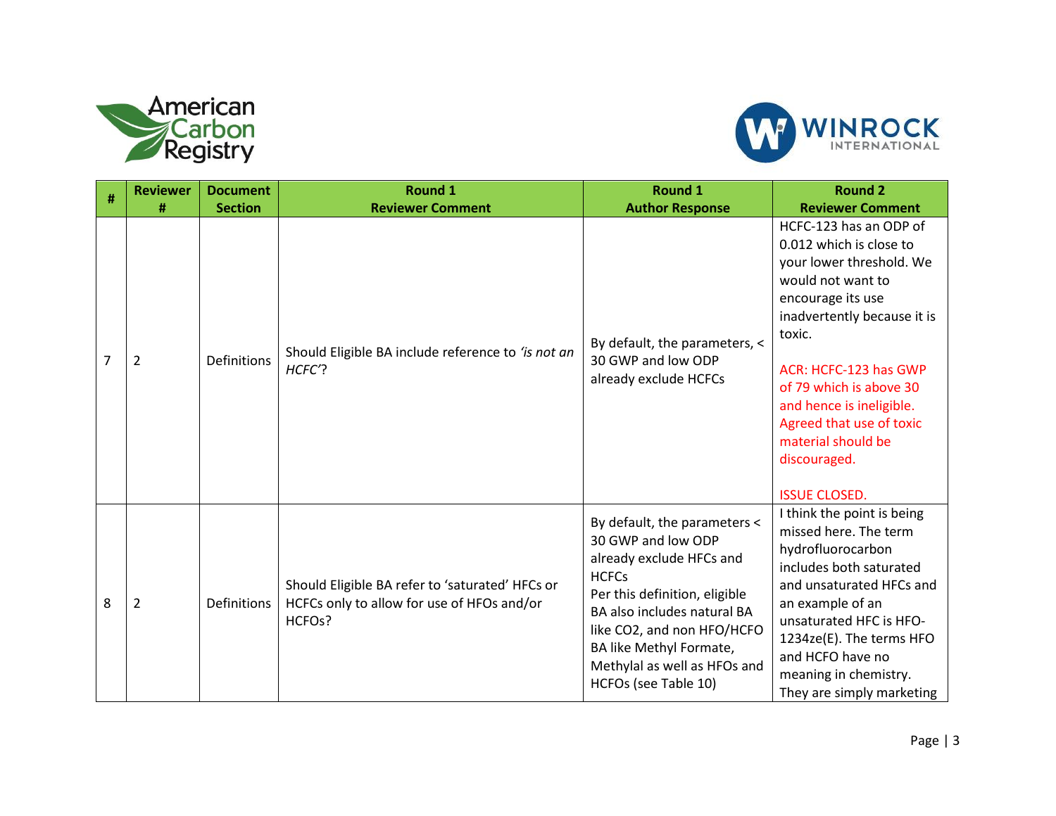| # | Reviewer # | Document Section | Round 1 Reviewer Comment | Round 1 Author Response | Round 2 Reviewer Comment |
|---|---|---|---|---|---|
| 7 | 2 | Definitions | Should Eligible BA include reference to *'is not an HCFC'*? | By default, the parameters, < 30 GWP and low ODP already exclude HCFCs | HCFC-123 has an ODP of 0.012 which is close to your lower threshold. We would not want to encourage its use inadvertently because it is toxic.<br><br>ACR: HCFC-123 has GWP of 79 which is above 30 and hence is ineligible. Agreed that use of toxic material should be discouraged.<br><br>ISSUE CLOSED. |
| 8 | 2 | Definitions | Should Eligible BA refer to 'saturated' HFCs or HCFCs only to allow for use of HFOs and/or HCFOs? | By default, the parameters < 30 GWP and low ODP already exclude HFCs and HCFCs<br>Per this definition, eligible BA also includes natural BA like $CO_2$, and non HFO/HCFO BA like Methyl Formate, Methylal as well as HFOs and HCFOs (see Table 10) | I think the point is being missed here. The term hydrofluorocarbon includes both saturated and unsaturated HFCs and an example of an unsaturated HFC is HFO-1234ze(E). The terms HFO and HCFO have no meaning in chemistry. They are simply marketing |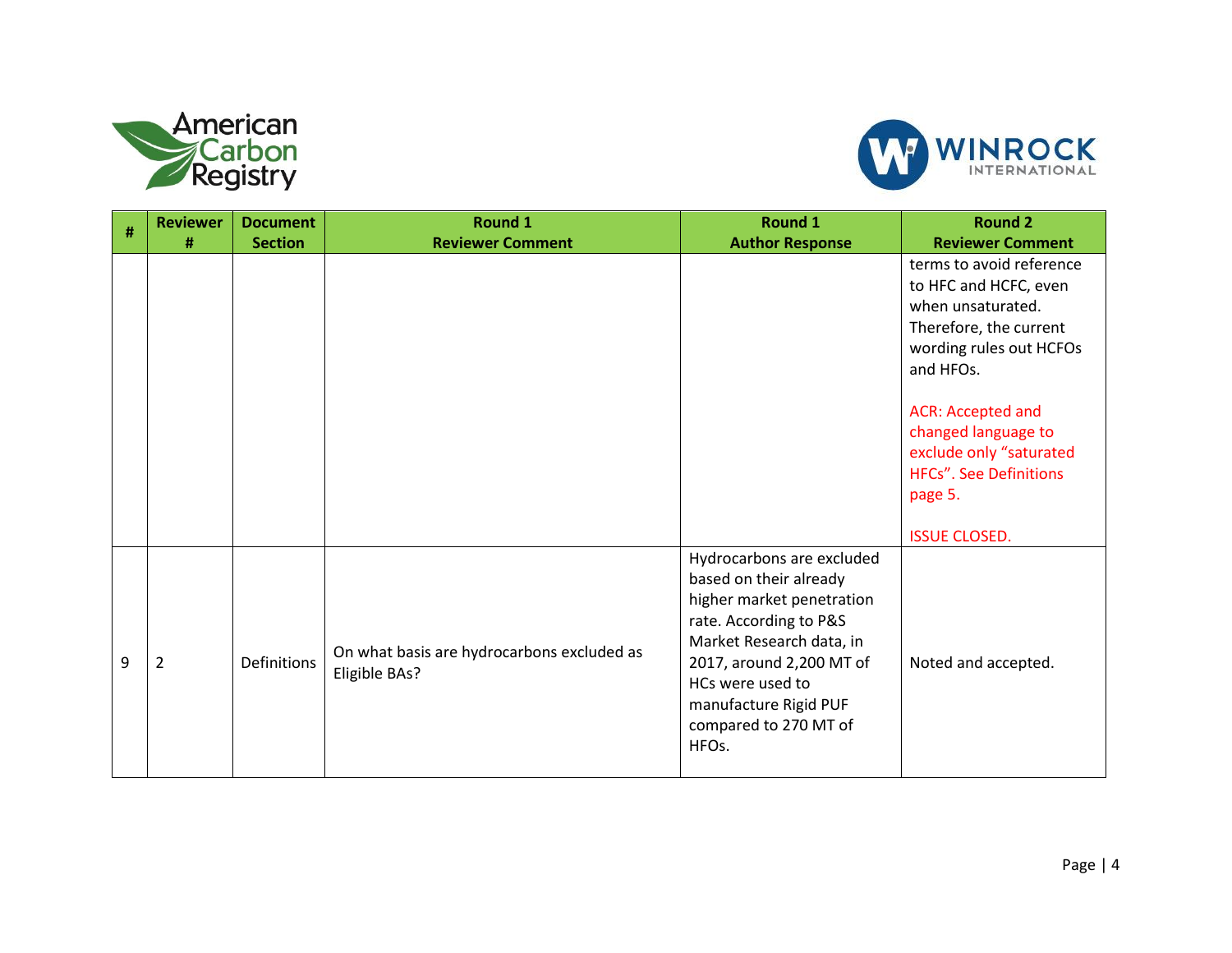| # | Reviewer # | Document Section | Round 1 Reviewer Comment | Round 1 Author Response | Round 2 Reviewer Comment |
|---|---|---|---|---|---|
| | | | | | terms to avoid reference to HFC and HCFC, even when unsaturated. Therefore, the current wording rules out HCFOs and HFOs.<br><br>ACR: Accepted and changed language to exclude only "saturated HFCs". See Definitions page 5.<br><br>ISSUE CLOSED. |
| 9 | 2 | Definitions | On what basis are hydrocarbons excluded as Eligible BAs? | Hydrocarbons are excluded based on their already higher market penetration rate. According to P&S Market Research data, in 2017, around 2,200 MT of HCs were used to manufacture Rigid PUF compared to 270 MT of HFOs. | Noted and accepted. |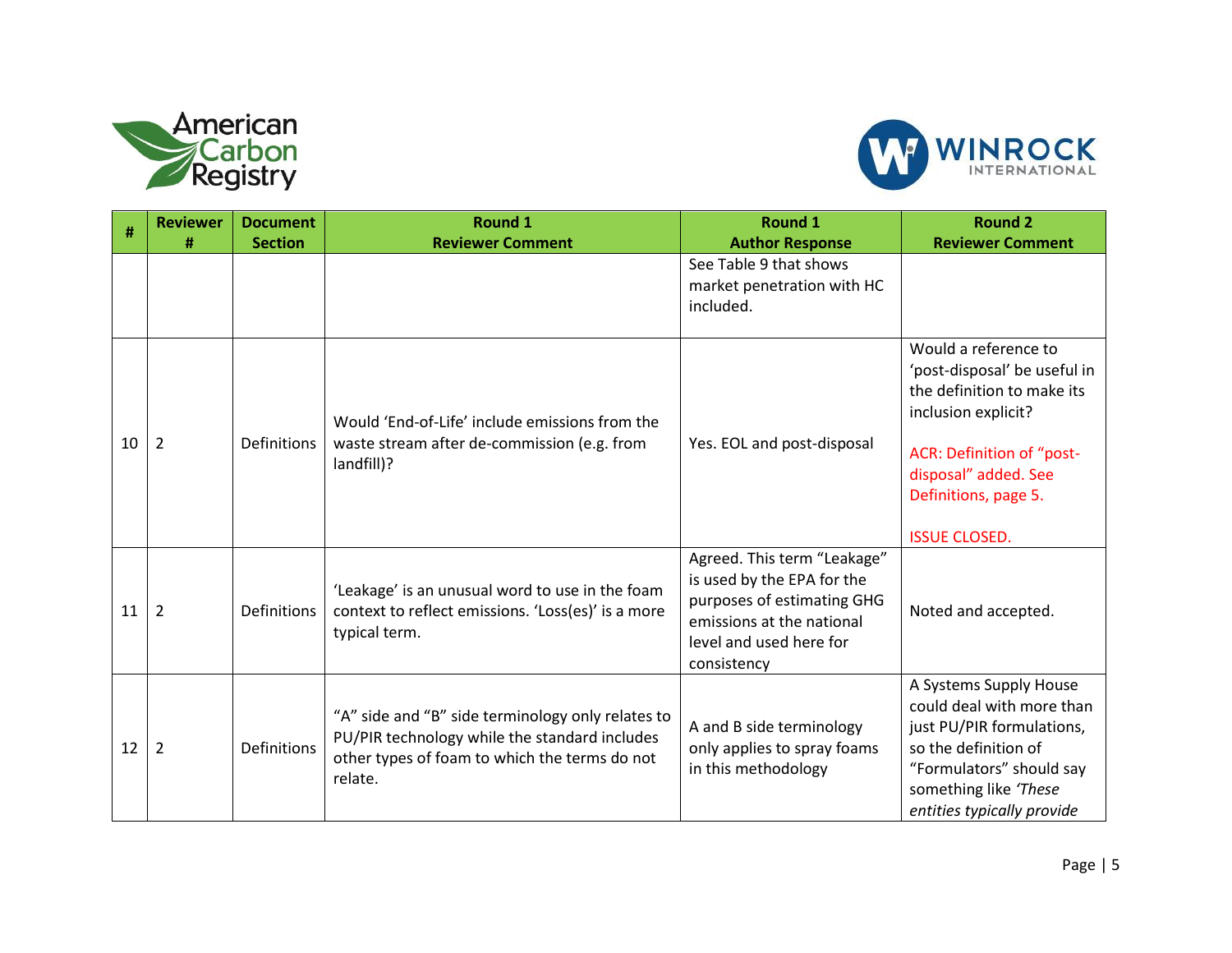| # | Reviewer # | Document Section | Round 1 Reviewer Comment | Round 1 Author Response | Round 2 Reviewer Comment |
|---|---|---|---|---|---|
| | | | | See Table 9 that shows market penetration with HC included. | |
| 10 | 2 | Definitions | Would 'End-of-Life' include emissions from the waste stream after de-commission (e.g. from landfill)? | Yes. EOL and post-disposal | Would a reference to 'post-disposal' be useful in the definition to make its inclusion explicit?<br><br>ACR: Definition of "post-disposal" added. See Definitions, page 5.<br><br>ISSUE CLOSED. |
| 11 | 2 | Definitions | 'Leakage' is an unusual word to use in the foam context to reflect emissions. 'Loss(es)' is a more typical term. | Agreed. This term "Leakage" is used by the EPA for the purposes of estimating GHG emissions at the national level and used here for consistency | Noted and accepted. |
| 12 | 2 | Definitions | "A" side and "B" side terminology only relates to PU/PIR technology while the standard includes other types of foam to which the terms do not relate. | A and B side terminology only applies to spray foams in this methodology | A Systems Supply House could deal with more than just PU/PIR formulations, so the definition of "Formulators" should say something like *'These entities typically provide* |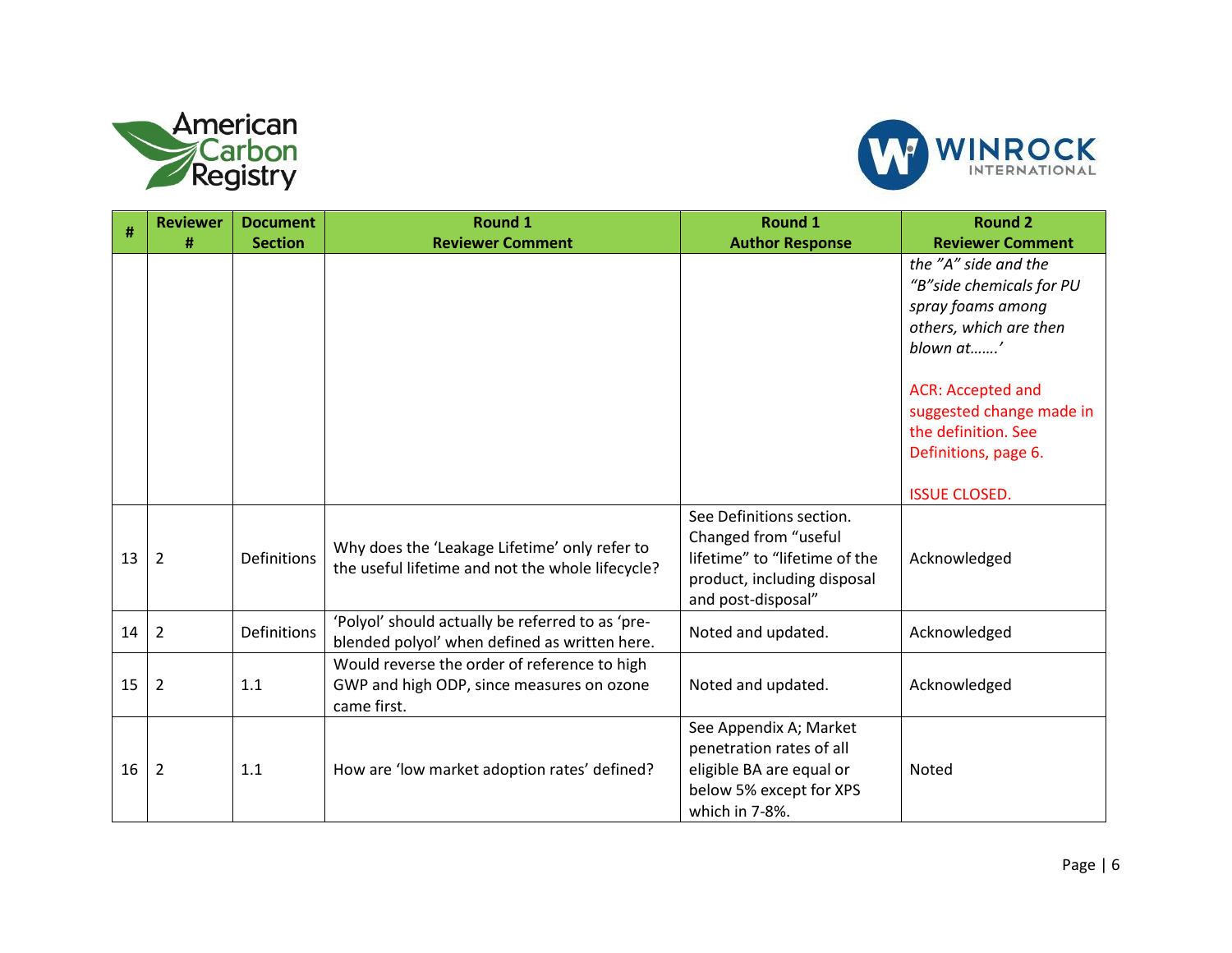| # | Reviewer # | Document Section | Round 1 Reviewer Comment | Round 1 Author Response | Round 2 Reviewer Comment |
|---|---|---|---|---|---|
| | | | | | *the "A" side and the "B"side chemicals for PU spray foams among others, which are then blown at…….'* <br><br> ACR: Accepted and suggested change made in the definition. See Definitions, page 6. <br><br> ISSUE CLOSED. |
| 13 | 2 | Definitions | Why does the 'Leakage Lifetime' only refer to the useful lifetime and not the whole lifecycle? | See Definitions section. Changed from "useful lifetime" to "lifetime of the product, including disposal and post-disposal" | Acknowledged |
| 14 | 2 | Definitions | 'Polyol' should actually be referred to as 'pre-blended polyol' when defined as written here. | Noted and updated. | Acknowledged |
| 15 | 2 | 1.1 | Would reverse the order of reference to high GWP and high ODP, since measures on ozone came first. | Noted and updated. | Acknowledged |
| 16 | 2 | 1.1 | How are 'low market adoption rates' defined? | See Appendix A; Market penetration rates of all eligible BA are equal or below 5% except for XPS which in 7-8%. | Noted |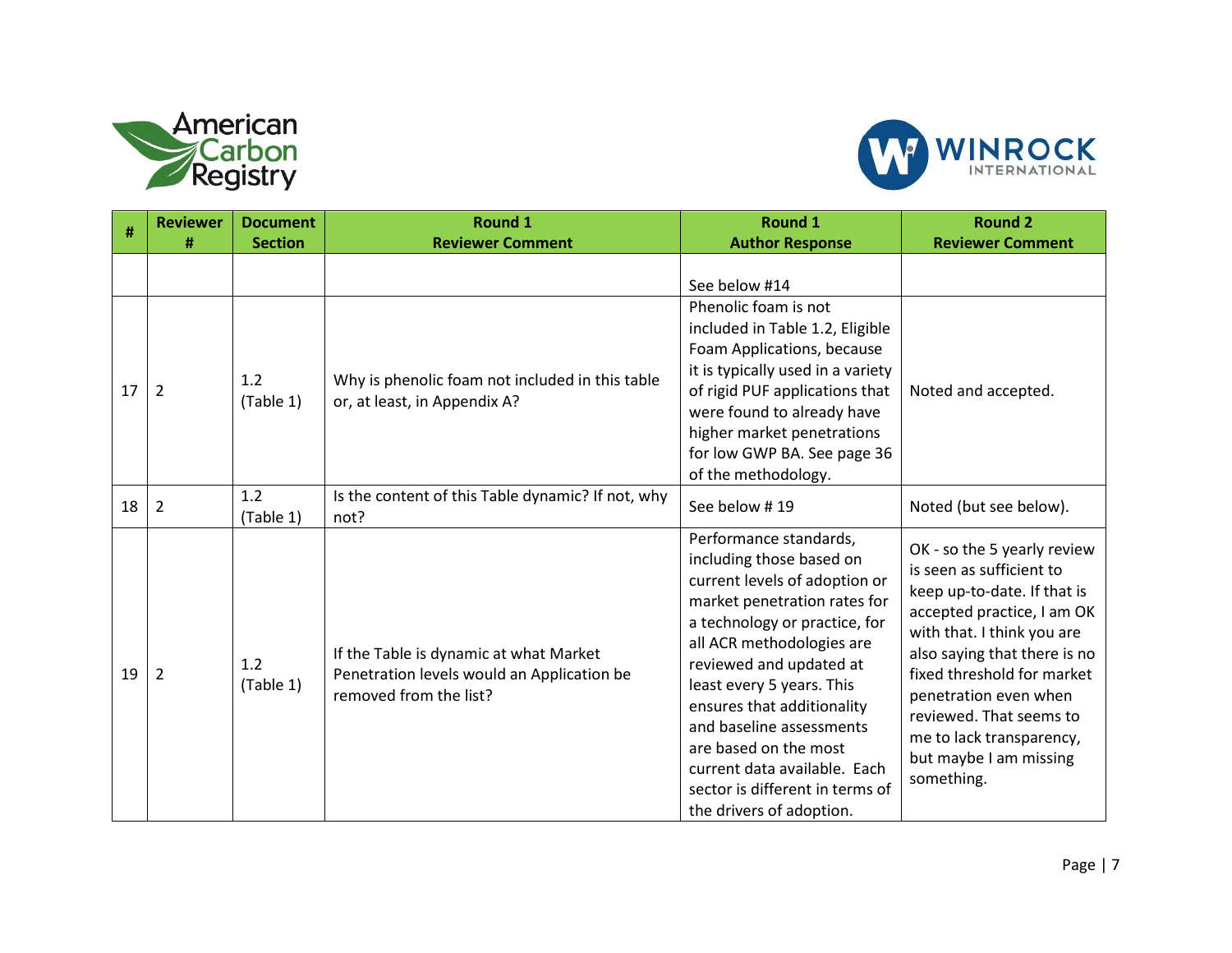| # | Reviewer # | Document Section | Round 1 Reviewer Comment | Round 1 Author Response | Round 2 Reviewer Comment |
|---|---|---|---|---|---|
| | | | | See below #14 | |
| 17 | 2 | 1.2 (Table 1) | Why is phenolic foam not included in this table or, at least, in Appendix A? | Phenolic foam is not included in Table 1.2, Eligible Foam Applications, because it is typically used in a variety of rigid PUF applications that were found to already have higher market penetrations for low GWP BA. See page 36 of the methodology. | Noted and accepted. |
| 18 | 2 | 1.2 (Table 1) | Is the content of this Table dynamic? If not, why not? | See below # 19 | Noted (but see below). |
| 19 | 2 | 1.2 (Table 1) | If the Table is dynamic at what Market Penetration levels would an Application be removed from the list? | Performance standards, including those based on current levels of adoption or market penetration rates for a technology or practice, for all ACR methodologies are reviewed and updated at least every 5 years. This ensures that additionality and baseline assessments are based on the most current data available. Each sector is different in terms of the drivers of adoption. | OK - so the 5 yearly review is seen as sufficient to keep up-to-date. If that is accepted practice, I am OK with that. I think you are also saying that there is no fixed threshold for market penetration even when reviewed. That seems to me to lack transparency, but maybe I am missing something. |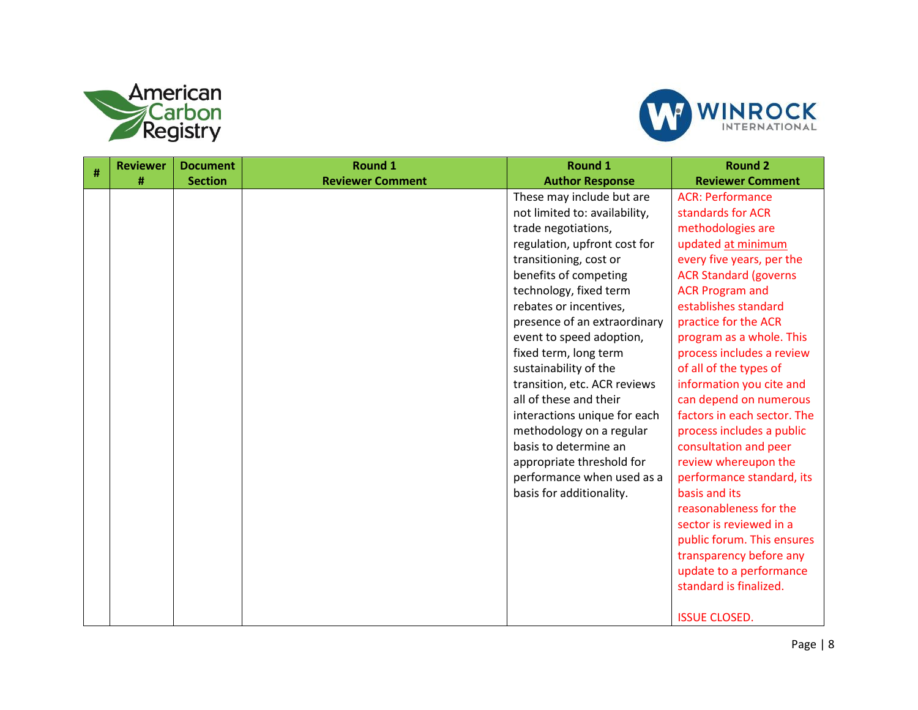| # | Reviewer # | Document Section | Round 1 Reviewer Comment | Round 1 Author Response | Round 2 Reviewer Comment |
|---|---|---|---|---|---|
| | | | | These may include but are not limited to: availability, trade negotiations, regulation, upfront cost for transitioning, cost or benefits of competing technology, fixed term rebates or incentives, presence of an extraordinary event to speed adoption, fixed term, long term sustainability of the transition, etc. ACR reviews all of these and their interactions unique for each methodology on a regular basis to determine an appropriate threshold for performance when used as a basis for additionality. | ACR: Performance standards for ACR methodologies are updated at minimum every five years, per the ACR Standard (governs ACR Program and establishes standard practice for the ACR program as a whole. This process includes a review of all of the types of information you cite and can depend on numerous factors in each sector. The process includes a public consultation and peer review whereupon the performance standard, its basis and its reasonableness for the sector is reviewed in a public forum. This ensures transparency before any update to a performance standard is finalized.<br><br>ISSUE CLOSED. |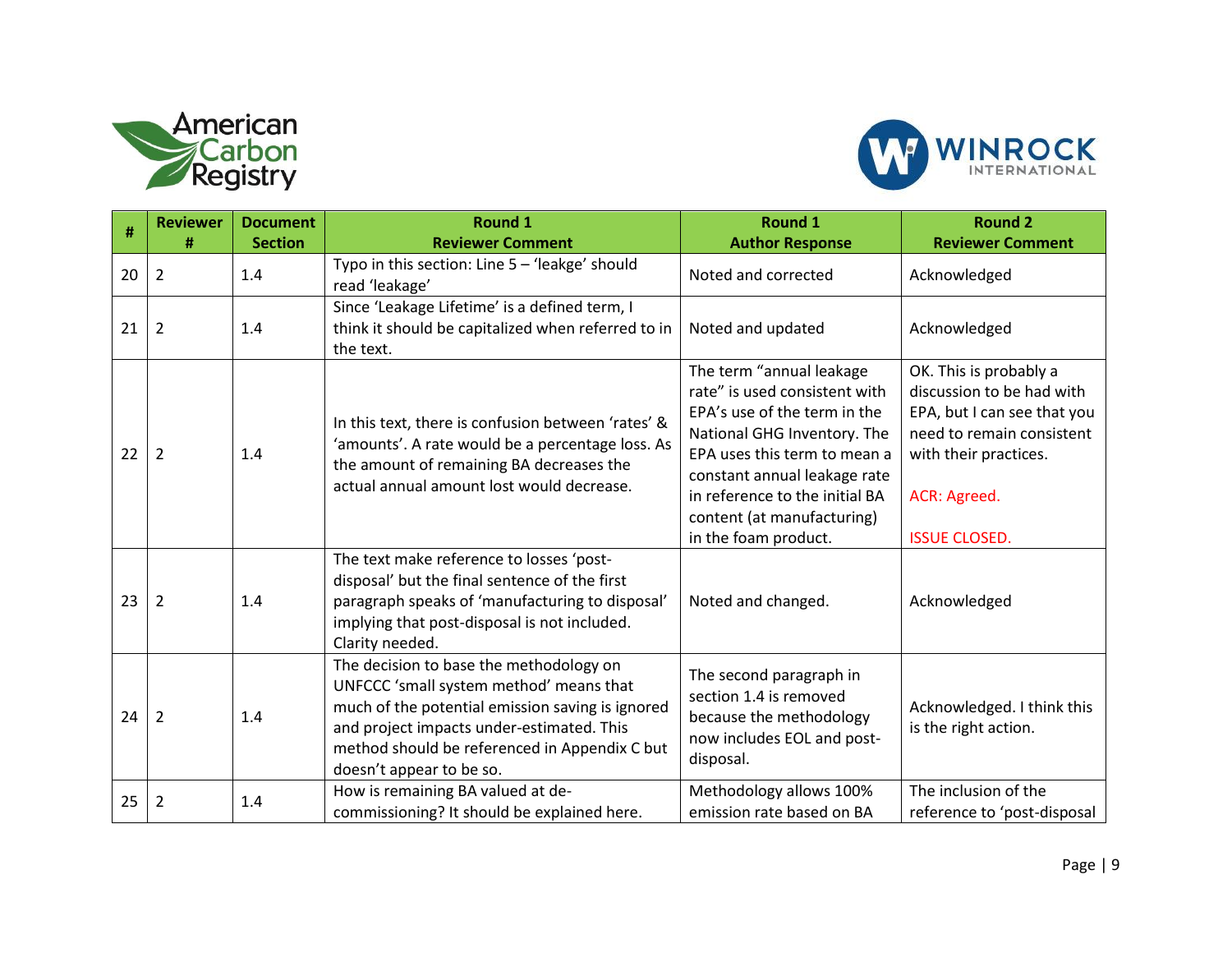| # | Reviewer # | Document Section | Round 1 Reviewer Comment | Round 1 Author Response | Round 2 Reviewer Comment |
|---|---|---|---|---|---|
| 20 | 2 | 1.4 | Typo in this section: Line 5 – 'leakge' should read 'leakage' | Noted and corrected | Acknowledged |
| 21 | 2 | 1.4 | Since 'Leakage Lifetime' is a defined term, I think it should be capitalized when referred to in the text. | Noted and updated | Acknowledged |
| 22 | 2 | 1.4 | In this text, there is confusion between 'rates' & 'amounts'. A rate would be a percentage loss. As the amount of remaining BA decreases the actual annual amount lost would decrease. | The term "annual leakage rate" is used consistent with EPA's use of the term in the National GHG Inventory. The EPA uses this term to mean a constant annual leakage rate in reference to the initial BA content (at manufacturing) in the foam product. | OK. This is probably a discussion to be had with EPA, but I can see that you need to remain consistent with their practices.<br><br>ACR: Agreed.<br><br>ISSUE CLOSED. |
| 23 | 2 | 1.4 | The text make reference to losses 'post-disposal' but the final sentence of the first paragraph speaks of 'manufacturing to disposal' implying that post-disposal is not included. Clarity needed. | Noted and changed. | Acknowledged |
| 24 | 2 | 1.4 | The decision to base the methodology on UNFCCC 'small system method' means that much of the potential emission saving is ignored and project impacts under-estimated. This method should be referenced in Appendix C but doesn't appear to be so. | The second paragraph in section 1.4 is removed because the methodology now includes EOL and post-disposal. | Acknowledged. I think this is the right action. |
| 25 | 2 | 1.4 | How is remaining BA valued at de-commissioning? It should be explained here. | Methodology allows 100% emission rate based on BA | The inclusion of the reference to 'post-disposal |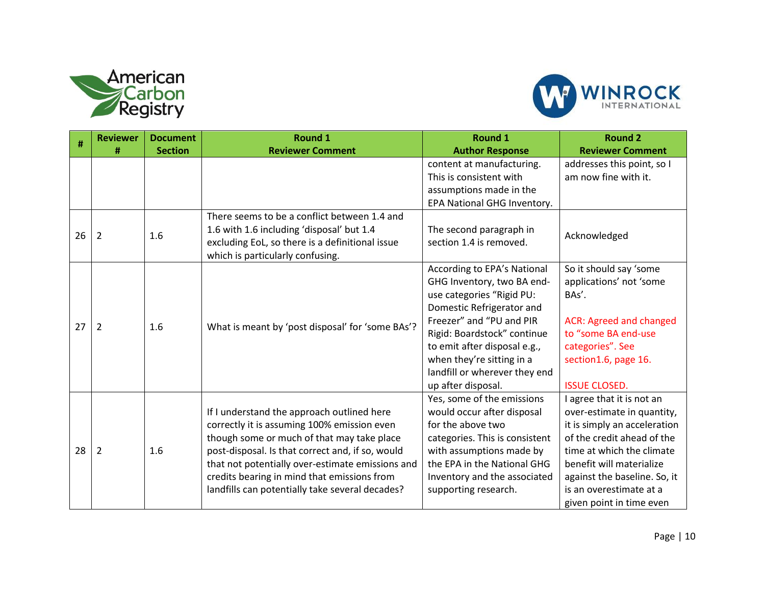| # | Reviewer # | Document Section | Round 1 Reviewer Comment | Round 1 Author Response | Round 2 Reviewer Comment |
|---|---|---|---|---|---|
| | | | | content at manufacturing. This is consistent with assumptions made in the EPA National GHG Inventory. | addresses this point, so I am now fine with it. |
| 26 | 2 | 1.6 | There seems to be a conflict between 1.4 and 1.6 with 1.6 including 'disposal' but 1.4 excluding EoL, so there is a definitional issue which is particularly confusing. | The second paragraph in section 1.4 is removed. | Acknowledged |
| 27 | 2 | 1.6 | What is meant by 'post disposal' for 'some BAs'? | According to EPA's National GHG Inventory, two BA end-use categories "Rigid PU: Domestic Refrigerator and Freezer" and "PU and PIR Rigid: Boardstock" continue to emit after disposal e.g., when they're sitting in a landfill or wherever they end up after disposal. | So it should say 'some applications' not 'some BAs'.<br><br>ACR: Agreed and changed to "some BA end-use categories". See section1.6, page 16.<br><br>ISSUE CLOSED. |
| 28 | 2 | 1.6 | If I understand the approach outlined here correctly it is assuming 100% emission even though some or much of that may take place post-disposal. Is that correct and, if so, would that not potentially over-estimate emissions and credits bearing in mind that emissions from landfills can potentially take several decades? | Yes, some of the emissions would occur after disposal for the above two categories. This is consistent with assumptions made by the EPA in the National GHG Inventory and the associated supporting research. | I agree that it is not an over-estimate in quantity, it is simply an acceleration of the credit ahead of the time at which the climate benefit will materialize against the baseline. So, it is an overestimate at a given point in time even |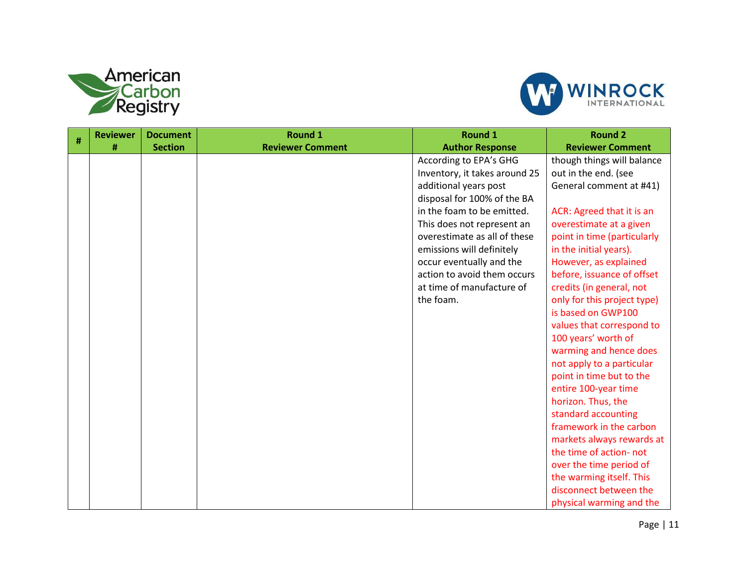| # | Reviewer # | Document Section | Round 1 Reviewer Comment | Round 1 Author Response | Round 2 Reviewer Comment |
|---|---|---|---|---|---|
| | | | | According to EPA's GHG Inventory, it takes around 25 additional years post disposal for 100% of the BA in the foam to be emitted. This does not represent an overestimate as all of these emissions will definitely occur eventually and the action to avoid them occurs at time of manufacture of the foam. | though things will balance out in the end. (see General comment at #41)<br><br>ACR: Agreed that it is an overestimate at a given point in time (particularly in the initial years). However, as explained before, issuance of offset credits (in general, not only for this project type) is based on GWP100 values that correspond to 100 years' worth of warming and hence does not apply to a particular point in time but to the entire 100-year time horizon. Thus, the standard accounting framework in the carbon markets always rewards at the time of action- not over the time period of the warming itself. This disconnect between the physical warming and the |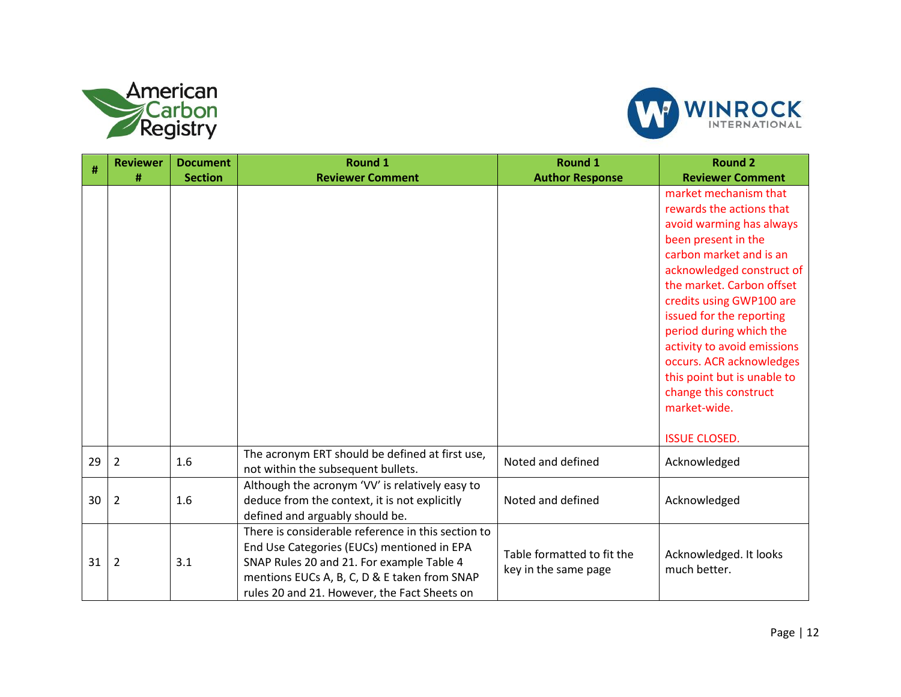| # | Reviewer # | Document Section | Round 1 Reviewer Comment | Round 1 Author Response | Round 2 Reviewer Comment |
|---|---|---|---|---|---|
| | | | | | market mechanism that rewards the actions that avoid warming has always been present in the carbon market and is an acknowledged construct of the market. Carbon offset credits using GWP100 are issued for the reporting period during which the activity to avoid emissions occurs. ACR acknowledges this point but is unable to change this construct market-wide.<br><br>ISSUE CLOSED. |
| 29 | 2 | 1.6 | The acronym ERT should be defined at first use, not within the subsequent bullets. | Noted and defined | Acknowledged |
| 30 | 2 | 1.6 | Although the acronym 'VV' is relatively easy to deduce from the context, it is not explicitly defined and arguably should be. | Noted and defined | Acknowledged |
| 31 | 2 | 3.1 | There is considerable reference in this section to End Use Categories (EUCs) mentioned in EPA SNAP Rules 20 and 21. For example Table 4 mentions EUCs A, B, C, D & E taken from SNAP rules 20 and 21. However, the Fact Sheets on | Table formatted to fit the key in the same page | Acknowledged. It looks much better. |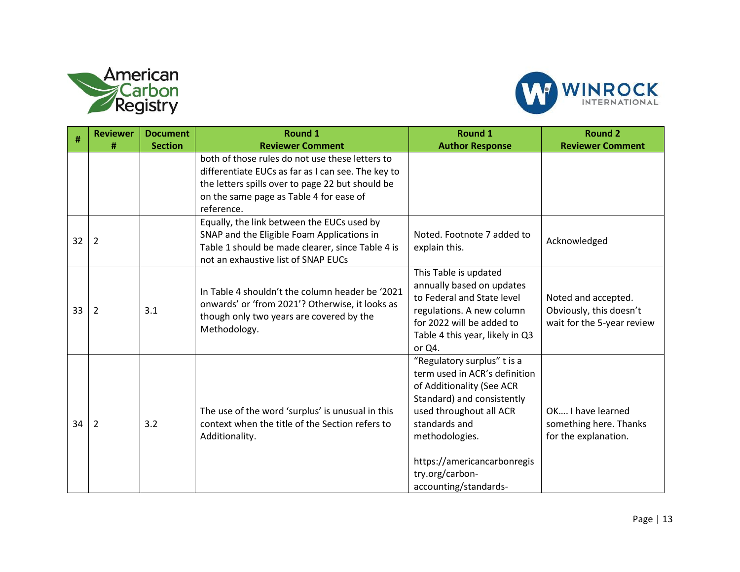| # | Reviewer # | Document Section | Round 1 Reviewer Comment | Round 1 Author Response | Round 2 Reviewer Comment |
|---|---|---|---|---|---|
| | | | both of those rules do not use these letters to differentiate EUCs as far as I can see. The key to the letters spills over to page 22 but should be on the same page as Table 4 for ease of reference. | | |
| 32 | 2 | | Equally, the link between the EUCs used by SNAP and the Eligible Foam Applications in Table 1 should be made clearer, since Table 4 is not an exhaustive list of SNAP EUCs | Noted. Footnote 7 added to explain this. | Acknowledged |
| 33 | 2 | 3.1 | In Table 4 shouldn't the column header be '2021 onwards' or 'from 2021'? Otherwise, it looks as though only two years are covered by the Methodology. | This Table is updated annually based on updates to Federal and State level regulations. A new column for 2022 will be added to Table 4 this year, likely in Q3 or Q4. | Noted and accepted. Obviously, this doesn't wait for the 5-year review |
| 34 | 2 | 3.2 | The use of the word 'surplus' is unusual in this context when the title of the Section refers to Additionality. | "Regulatory surplus" t is a term used in ACR's definition of Additionality (See ACR Standard) and consistently used throughout all ACR standards and methodologies.<br><br>https://americancarbonregistry.org/carbon-accounting/standards- | OK…. I have learned something here. Thanks for the explanation. |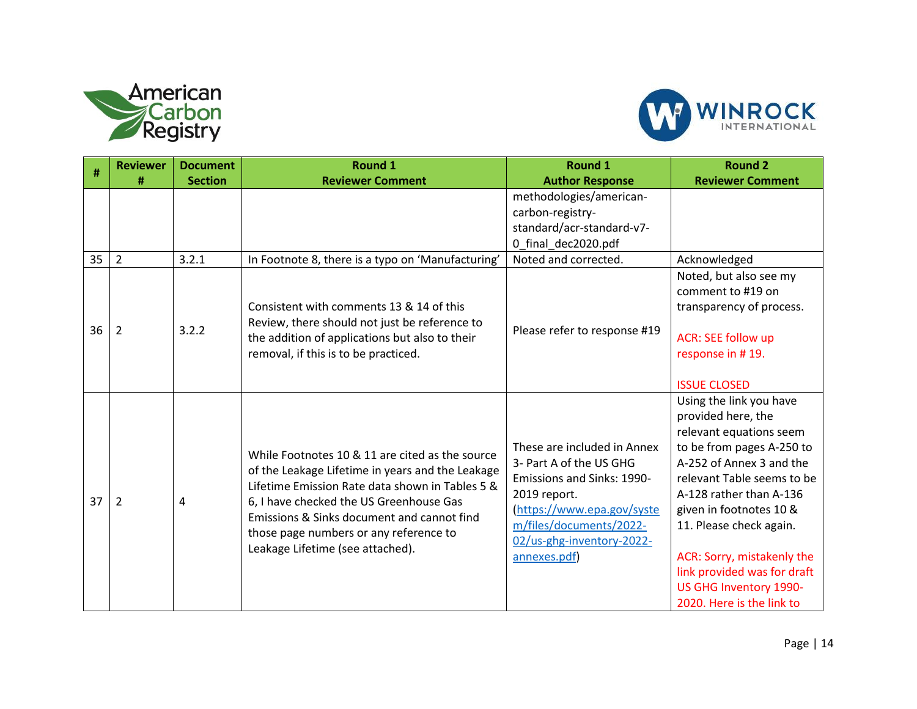| # | Reviewer # | Document Section | Round 1 Reviewer Comment | Round 1 Author Response | Round 2 Reviewer Comment |
|---|---|---|---|---|---|
| | | | | methodologies/american-carbon-registry-standard/acr-standard-v7-0_final_dec2020.pdf | |
| 35 | 2 | 3.2.1 | In Footnote 8, there is a typo on 'Manufacturing' | Noted and corrected. | Acknowledged |
| 36 | 2 | 3.2.2 | Consistent with comments 13 & 14 of this Review, there should not just be reference to the addition of applications but also to their removal, if this is to be practiced. | Please refer to response #19 | Noted, but also see my comment to #19 on transparency of process.<br><br>ACR: SEE follow up response in # 19.<br><br>ISSUE CLOSED |
| 37 | 2 | 4 | While Footnotes 10 & 11 are cited as the source of the Leakage Lifetime in years and the Leakage Lifetime Emission Rate data shown in Tables 5 & 6, I have checked the US Greenhouse Gas Emissions & Sinks document and cannot find those page numbers or any reference to Leakage Lifetime (see attached). | These are included in Annex 3- Part A of the US GHG Emissions and Sinks: 1990-2019 report. (https://www.epa.gov/system/files/documents/2022-02/us-ghg-inventory-2022-annexes.pdf) | Using the link you have provided here, the relevant equations seem to be from pages A-250 to A-252 of Annex 3 and the relevant Table seems to be A-128 rather than A-136 given in footnotes 10 & 11. Please check again.<br><br>ACR: Sorry, mistakenly the link provided was for draft US GHG Inventory 1990-2020. Here is the link to |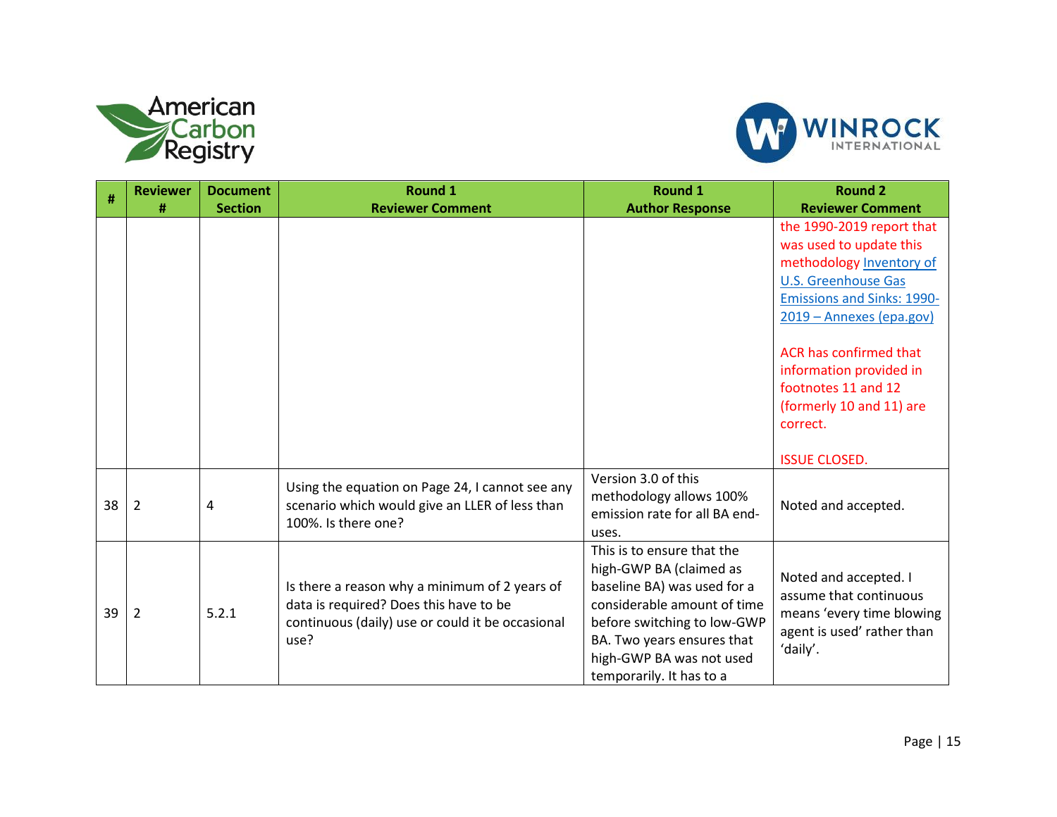| # | Reviewer # | Document Section | Round 1 Reviewer Comment | Round 1 Author Response | Round 2 Reviewer Comment |
|---|---|---|---|---|---|
| | | | | | the 1990-2019 report that was used to update this methodology Inventory of U.S. Greenhouse Gas Emissions and Sinks: 1990-2019 – Annexes (epa.gov)<br><br>ACR has confirmed that information provided in footnotes 11 and 12 (formerly 10 and 11) are correct.<br><br>ISSUE CLOSED. |
| 38 | 2 | 4 | Using the equation on Page 24, I cannot see any scenario which would give an LLER of less than 100%. Is there one? | Version 3.0 of this methodology allows 100% emission rate for all BA end-uses. | Noted and accepted. |
| 39 | 2 | 5.2.1 | Is there a reason why a minimum of 2 years of data is required? Does this have to be continuous (daily) use or could it be occasional use? | This is to ensure that the high-GWP BA (claimed as baseline BA) was used for a considerable amount of time before switching to low-GWP BA. Two years ensures that high-GWP BA was not used temporarily. It has to a | Noted and accepted. I assume that continuous means 'every time blowing agent is used' rather than 'daily'. |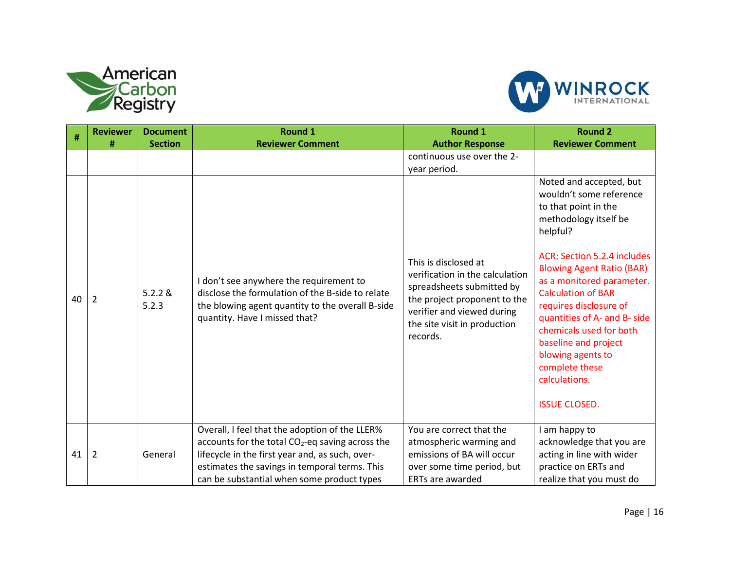| # | Reviewer # | Document Section | Round 1 Reviewer Comment | Round 1 Author Response | Round 2 Reviewer Comment |
|---|---|---|---|---|---|
| | | | | continuous use over the 2-year period. | |
| 40 | 2 | 5.2.2 & 5.2.3 | I don't see anywhere the requirement to disclose the formulation of the B-side to relate the blowing agent quantity to the overall B-side quantity. Have I missed that? | This is disclosed at verification in the calculation spreadsheets submitted by the project proponent to the verifier and viewed during the site visit in production records. | Noted and accepted, but wouldn't some reference to that point in the methodology itself be helpful?<br><br>ACR: Section 5.2.4 includes Blowing Agent Ratio (BAR) as a monitored parameter. Calculation of BAR requires disclosure of quantities of A- and B- side chemicals used for both baseline and project blowing agents to complete these calculations.<br><br>ISSUE CLOSED. |
| 41 | 2 | General | Overall, I feel that the adoption of the LLER% accounts for the total $CO_2$-eq saving across the lifecycle in the first year and, as such, over-estimates the savings in temporal terms. This can be substantial when some product types | You are correct that the atmospheric warming and emissions of BA will occur over some time period, but ERTs are awarded | I am happy to acknowledge that you are acting in line with wider practice on ERTs and realize that you must do |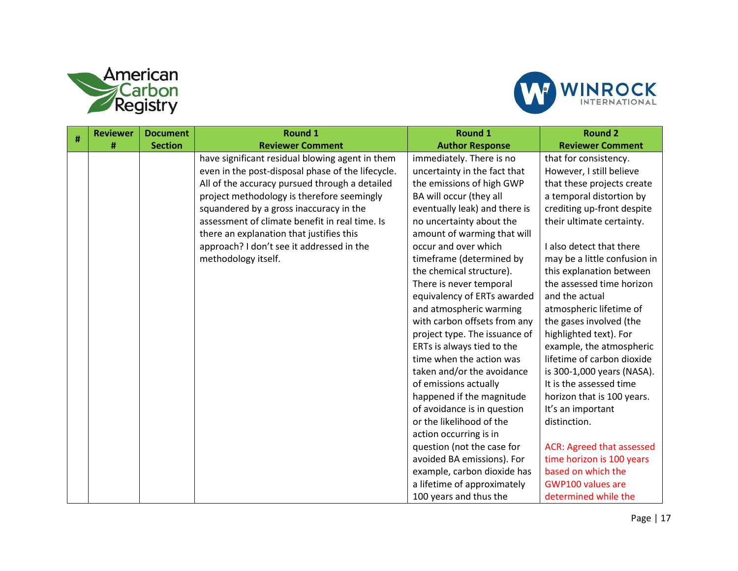| # | Reviewer # | Document Section | Round 1 Reviewer Comment | Round 1 Author Response | Round 2 Reviewer Comment |
|---|---|---|---|---|---|
| | | | have significant residual blowing agent in them even in the post-disposal phase of the lifecycle. All of the accuracy pursued through a detailed project methodology is therefore seemingly squandered by a gross inaccuracy in the assessment of climate benefit in real time. Is there an explanation that justifies this approach? I don't see it addressed in the methodology itself. | immediately. There is no uncertainty in the fact that the emissions of high GWP BA will occur (they all eventually leak) and there is no uncertainty about the amount of warming that will occur and over which timeframe (determined by the chemical structure). There is never temporal equivalency of ERTs awarded and atmospheric warming with carbon offsets from any project type. The issuance of ERTs is always tied to the time when the action was taken and/or the avoidance of emissions actually happened if the magnitude of avoidance is in question or the likelihood of the action occurring is in question (not the case for avoided BA emissions). For example, carbon dioxide has a lifetime of approximately 100 years and thus the | that for consistency. However, I still believe that these projects create a temporal distortion by crediting up-front despite their ultimate certainty.<br><br>I also detect that there may be a little confusion in this explanation between the assessed time horizon and the actual atmospheric lifetime of the gases involved (the highlighted text). For example, the atmospheric lifetime of carbon dioxide is 300-1,000 years (NASA). It is the assessed time horizon that is 100 years. It's an important distinction.<br><br>ACR: Agreed that assessed time horizon is 100 years based on which the GWP100 values are determined while the |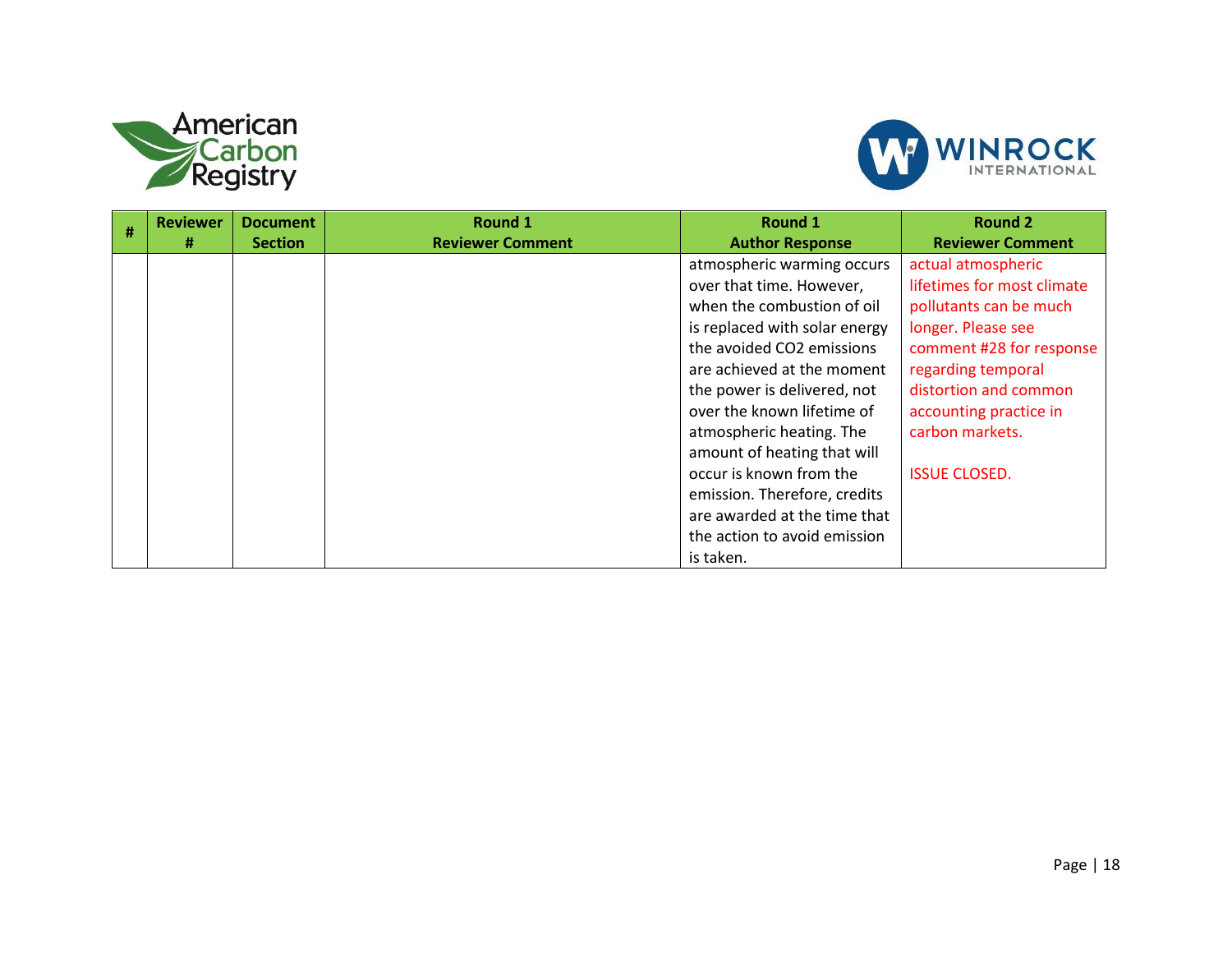| # | Reviewer # | Document Section | Round 1 Reviewer Comment | Round 1 Author Response | Round 2 Reviewer Comment |
|---|---|---|---|---|---|
| | | | | atmospheric warming occurs over that time. However, when the combustion of oil is replaced with solar energy the avoided CO2 emissions are achieved at the moment the power is delivered, not over the known lifetime of atmospheric heating. The amount of heating that will occur is known from the emission. Therefore, credits are awarded at the time that the action to avoid emission is taken. | actual atmospheric lifetimes for most climate pollutants can be much longer. Please see comment #28 for response regarding temporal distortion and common accounting practice in carbon markets. <br><br> ISSUE CLOSED. |